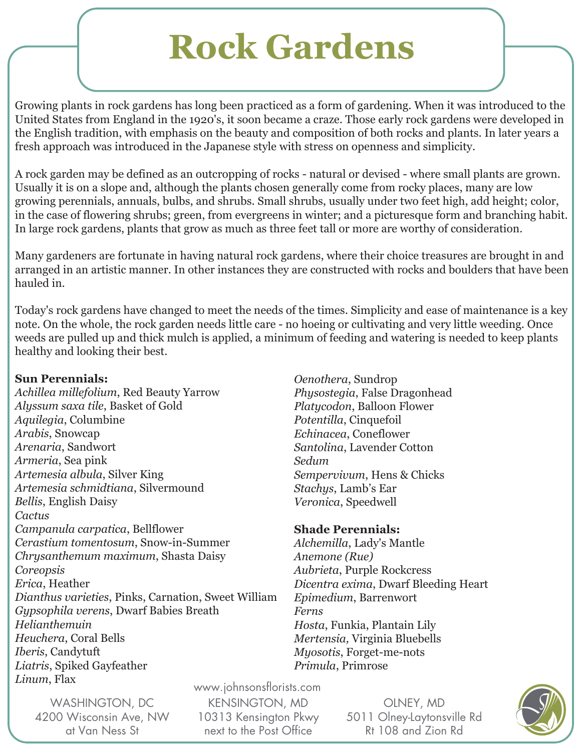# Rock Gardens

Growing plants in rock gardens has long been practiced as a form of gardening. When it was introduced to the United States from England in the 1920's, it soon became a craze. Those early rock gardens were developed in the English tradition, with emphasis on the beauty and composition of both rocks and plants. In later years a fresh approach was introduced in the Japanese style with stress on openness and simplicity.

A rock garden may be defined as an outcropping of rocks - natural or devised - where small plants are grown. Usually it is on a slope and, although the plants chosen generally come from rocky places, many are low growing perennials, annuals, bulbs, and shrubs. Small shrubs, usually under two feet high, add height; color, in the case of flowering shrubs; green, from evergreens in winter; and a picturesque form and branching habit. In large rock gardens, plants that grow as much as three feet tall or more are worthy of consideration.

Many gardeners are fortunate in having natural rock gardens, where their choice treasures are brought in and arranged in an artistic manner. In other instances they are constructed with rocks and boulders that have been hauled in.

Today's rock gardens have changed to meet the needs of the times. Simplicity and ease of maintenance is a key note. On the whole, the rock garden needs little care - no hoeing or cultivating and very little weeding. Once weeds are pulled up and thick mulch is applied, a minimum of feeding and watering is needed to keep plants healthy and looking their best.

**Sun Perennials:**

*Achillea millefolium*, Red Beauty Yarrow
*Alyssum saxa tile*, Basket of Gold
*Aquilegia*, Columbine
*Arabis*, Snowcap
*Arenaria*, Sandwort
*Armeria*, Sea pink
*Artemesia albula*, Silver King
*Artemesia schmidtiana*, Silvermound
*Bellis*, English Daisy
*Cactus*
*Campanula carpatica*, Bellflower
*Cerastium tomentosum*, Snow-in-Summer
*Chrysanthemum maximum*, Shasta Daisy
*Coreopsis*
*Erica*, Heather
*Dianthus varieties*, Pinks, Carnation, Sweet William
*Gypsophila verens*, Dwarf Babies Breath
*Helianthemuin*
*Heuchera*, Coral Bells
*Iberis*, Candytuft
*Liatris*, Spiked Gayfeather
*Linum*, Flax
*Oenothera*, Sundrop
*Physostegia*, False Dragonhead
*Platycodon*, Balloon Flower
*Potentilla*, Cinquefoil
*Echinacea*, Coneflower
*Santolina*, Lavender Cotton
*Sedum*
*Sempervivum*, Hens & Chicks
*Stachys*, Lamb's Ear
*Veronica*, Speedwell

**Shade Perennials:**

*Alchemilla*, Lady's Mantle
*Anemone (Rue)*
*Aubrieta*, Purple Rockcress
*Dicentra exima*, Dwarf Bleeding Heart
*Epimedium*, Barrenwort
*Ferns*
*Hosta*, Funkia, Plantain Lily
*Mertensia,* Virginia Bluebells
*Myosotis*, Forget-me-nots
*Primula*, Primrose

www.johnsonsflorists.com

WASHINGTON, DC
4200 Wisconsin Ave, NW
at Van Ness St

KENSINGTON, MD
10313 Kensington Pkwy
next to the Post Office

OLNEY, MD
5011 Olney-Laytonsville Rd
Rt 108 and Zion Rd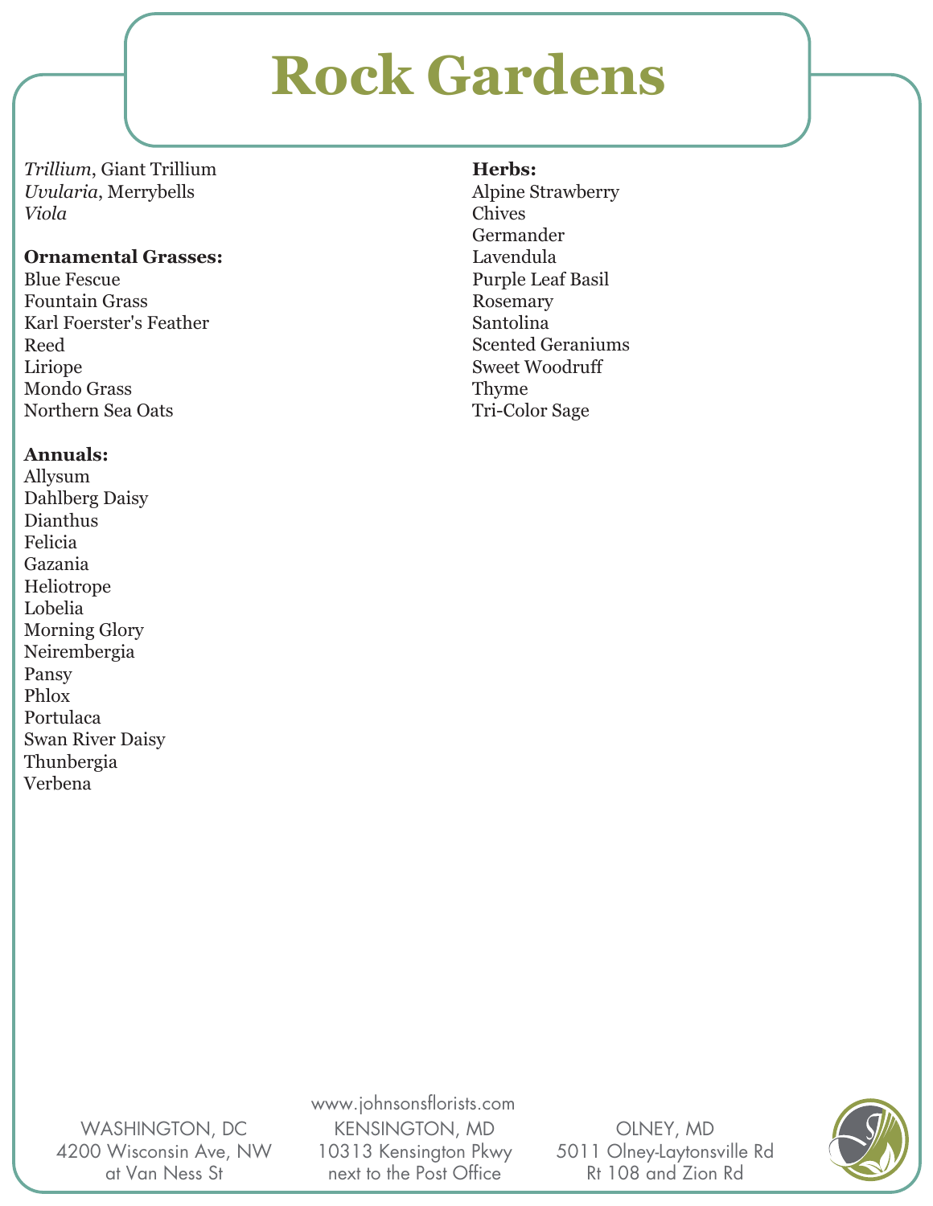# Rock Gardens

*Trillium*, Giant Trillium
*Uvularia*, Merrybells
*Viola*

**Ornamental Grasses:**
Blue Fescue
Fountain Grass
Karl Foerster's Feather
Reed
Liriope
Mondo Grass
Northern Sea Oats

**Annuals:**
Allysum
Dahlberg Daisy
Dianthus
Felicia
Gazania
Heliotrope
Lobelia
Morning Glory
Neirembergia
Pansy
Phlox
Portulaca
Swan River Daisy
Thunbergia
Verbena

**Herbs:**
Alpine Strawberry
Chives
Germander
Lavendula
Purple Leaf Basil
Rosemary
Santolina
Scented Geraniums
Sweet Woodruff
Thyme
Tri-Color Sage

www.johnsonsflorists.com

WASHINGTON, DC
4200 Wisconsin Ave, NW
at Van Ness St

KENSINGTON, MD
10313 Kensington Pkwy
next to the Post Office

OLNEY, MD
5011 Olney-Laytonsville Rd
Rt 108 and Zion Rd